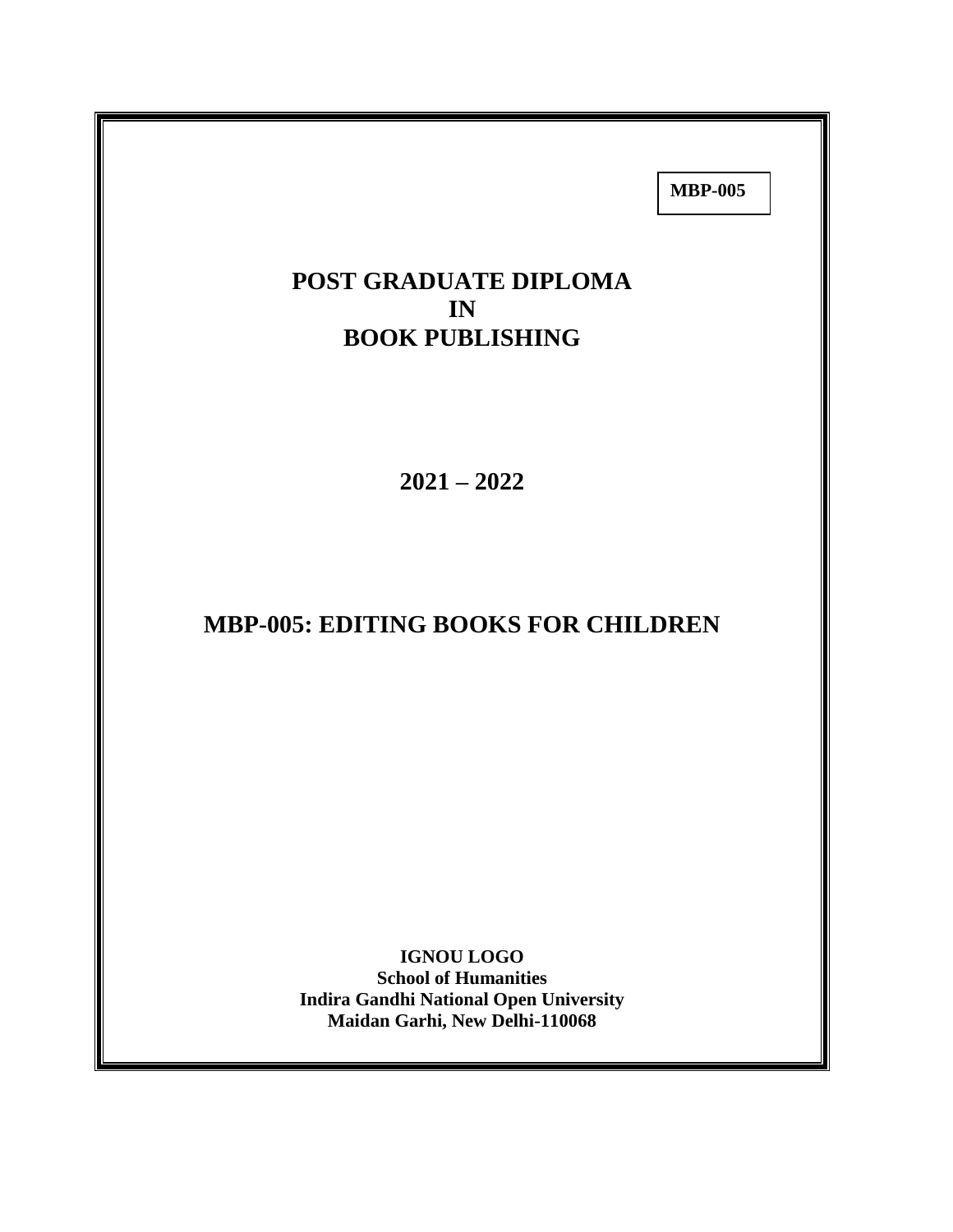**MBP-005**

# POST GRADUATE DIPLOMA
# IN
# BOOK PUBLISHING

## 2021 – 2022

## MBP-005: EDITING BOOKS FOR CHILDREN

**IGNOU LOGO**
**School of Humanities**
**Indira Gandhi National Open University**
**Maidan Garhi, New Delhi-110068**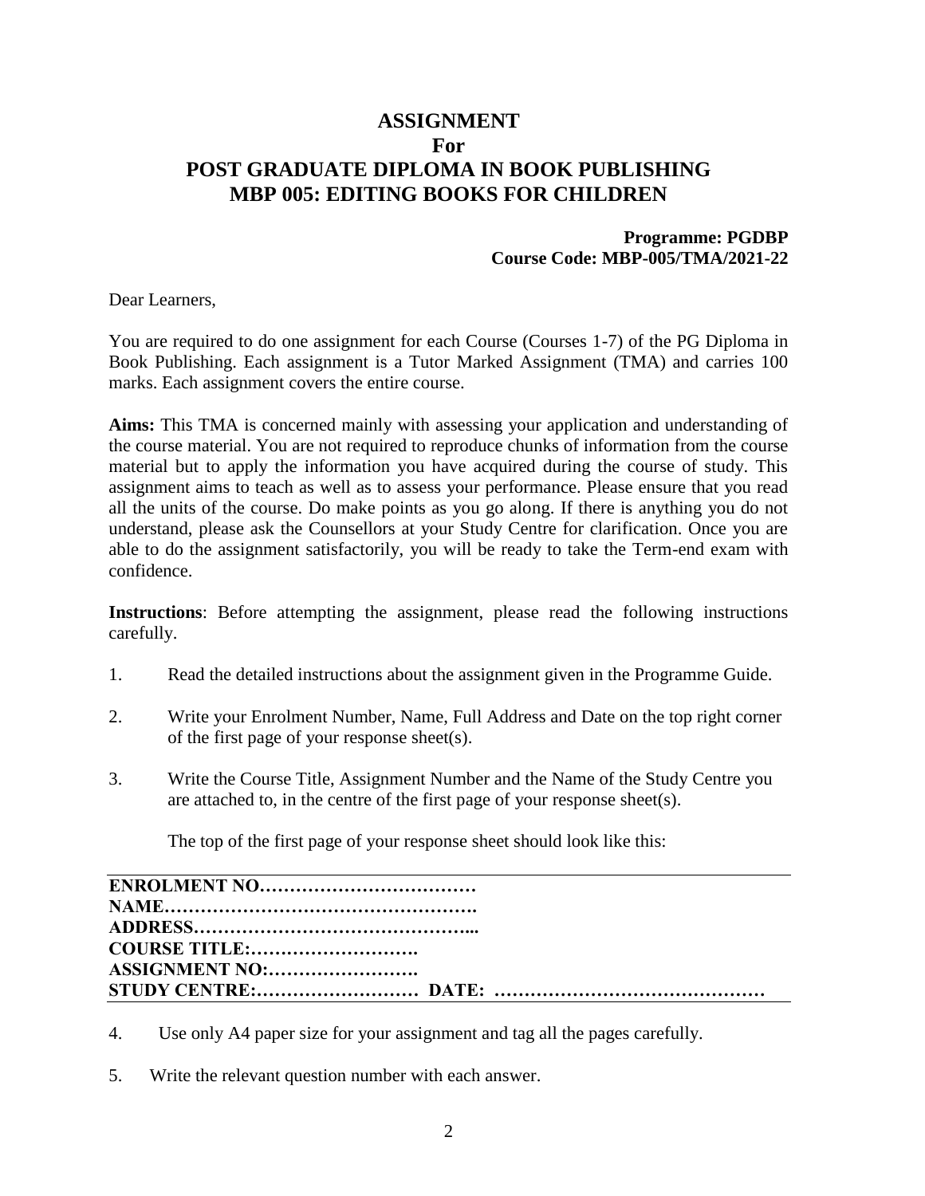# ASSIGNMENT
## For
# POST GRADUATE DIPLOMA IN BOOK PUBLISHING
# MBP 005: EDITING BOOKS FOR CHILDREN

**Programme: PGDBP**
**Course Code: MBP-005/TMA/2021-22**

Dear Learners,

You are required to do one assignment for each Course (Courses 1-7) of the PG Diploma in Book Publishing. Each assignment is a Tutor Marked Assignment (TMA) and carries 100 marks. Each assignment covers the entire course.

**Aims:** This TMA is concerned mainly with assessing your application and understanding of the course material. You are not required to reproduce chunks of information from the course material but to apply the information you have acquired during the course of study. This assignment aims to teach as well as to assess your performance. Please ensure that you read all the units of the course. Do make points as you go along. If there is anything you do not understand, please ask the Counsellors at your Study Centre for clarification. Once you are able to do the assignment satisfactorily, you will be ready to take the Term-end exam with confidence.

**Instructions**: Before attempting the assignment, please read the following instructions carefully.

1. Read the detailed instructions about the assignment given in the Programme Guide.

2. Write your Enrolment Number, Name, Full Address and Date on the top right corner of the first page of your response sheet(s).

3. Write the Course Title, Assignment Number and the Name of the Study Centre you are attached to, in the centre of the first page of your response sheet(s).

   The top of the first page of your response sheet should look like this:

---

**ENROLMENT NO………………………………**
**NAME…………………………………………….**
**ADDRESS………………………………………...**
**COURSE TITLE:……………………….**
**ASSIGNMENT NO:…………………….**
**STUDY CENTRE:……………………… DATE: ………………………………………**

---

4. Use only A4 paper size for your assignment and tag all the pages carefully.

5. Write the relevant question number with each answer.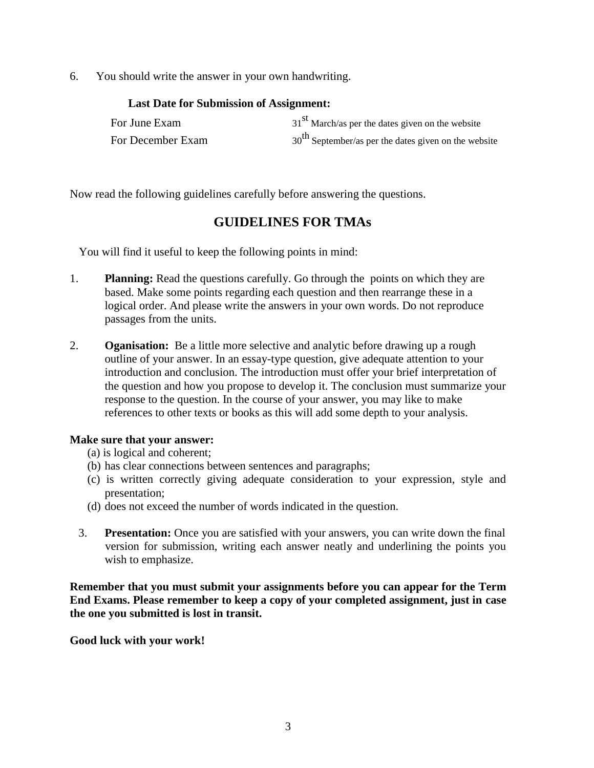6. You should write the answer in your own handwriting.

**Last Date for Submission of Assignment:**

| | |
|---|---|
| For June Exam | 31st March/as per the dates given on the website |
| For December Exam | 30th September/as per the dates given on the website |

Now read the following guidelines carefully before answering the questions.

## GUIDELINES FOR TMAs

You will find it useful to keep the following points in mind:

1. **Planning:** Read the questions carefully. Go through the points on which they are based. Make some points regarding each question and then rearrange these in a logical order. And please write the answers in your own words. Do not reproduce passages from the units.

2. **Oganisation:** Be a little more selective and analytic before drawing up a rough outline of your answer. In an essay-type question, give adequate attention to your introduction and conclusion. The introduction must offer your brief interpretation of the question and how you propose to develop it. The conclusion must summarize your response to the question. In the course of your answer, you may like to make references to other texts or books as this will add some depth to your analysis.

**Make sure that your answer:**

(a) is logical and coherent;
(b) has clear connections between sentences and paragraphs;
(c) is written correctly giving adequate consideration to your expression, style and presentation;
(d) does not exceed the number of words indicated in the question.

3. **Presentation:** Once you are satisfied with your answers, you can write down the final version for submission, writing each answer neatly and underlining the points you wish to emphasize.

**Remember that you must submit your assignments before you can appear for the Term End Exams. Please remember to keep a copy of your completed assignment, just in case the one you submitted is lost in transit.**

**Good luck with your work!**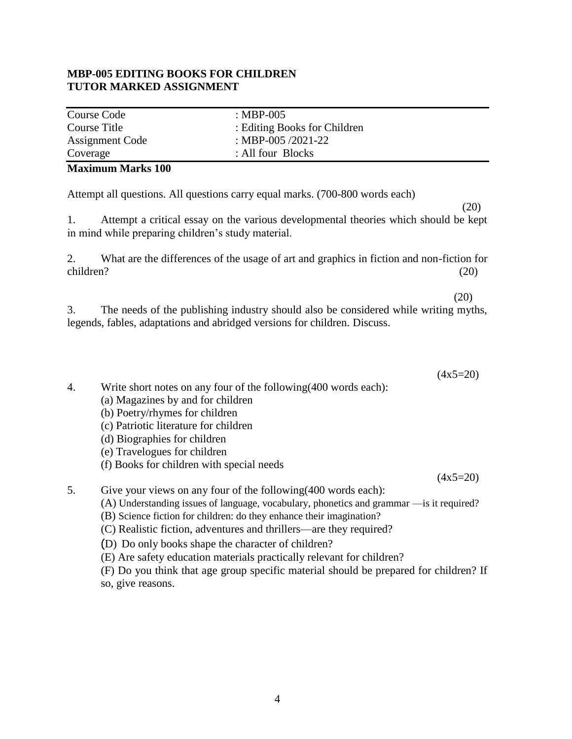**MBP-005 EDITING BOOKS FOR CHILDREN**
**TUTOR MARKED ASSIGNMENT**

| | |
|---|---|
| Course Code | : MBP-005 |
| Course Title | : Editing Books for Children |
| Assignment Code | : MBP-005 /2021-22 |
| Coverage | : All four Blocks |

**Maximum Marks 100**

Attempt all questions. All questions carry equal marks. (700-800 words each)

(20)

1. Attempt a critical essay on the various developmental theories which should be kept in mind while preparing children's study material.

2. What are the differences of the usage of art and graphics in fiction and non-fiction for children? (20)

(20)

3. The needs of the publishing industry should also be considered while writing myths, legends, fables, adaptations and abridged versions for children. Discuss.

(4x5=20)

4. Write short notes on any four of the following(400 words each):
   (a) Magazines by and for children
   (b) Poetry/rhymes for children
   (c) Patriotic literature for children
   (d) Biographies for children
   (e) Travelogues for children
   (f) Books for children with special needs

(4x5=20)

5. Give your views on any four of the following(400 words each):
   (A) Understanding issues of language, vocabulary, phonetics and grammar —is it required?
   (B) Science fiction for children: do they enhance their imagination?
   (C) Realistic fiction, adventures and thrillers—are they required?
   (D) Do only books shape the character of children?
   (E) Are safety education materials practically relevant for children?
   (F) Do you think that age group specific material should be prepared for children? If so, give reasons.